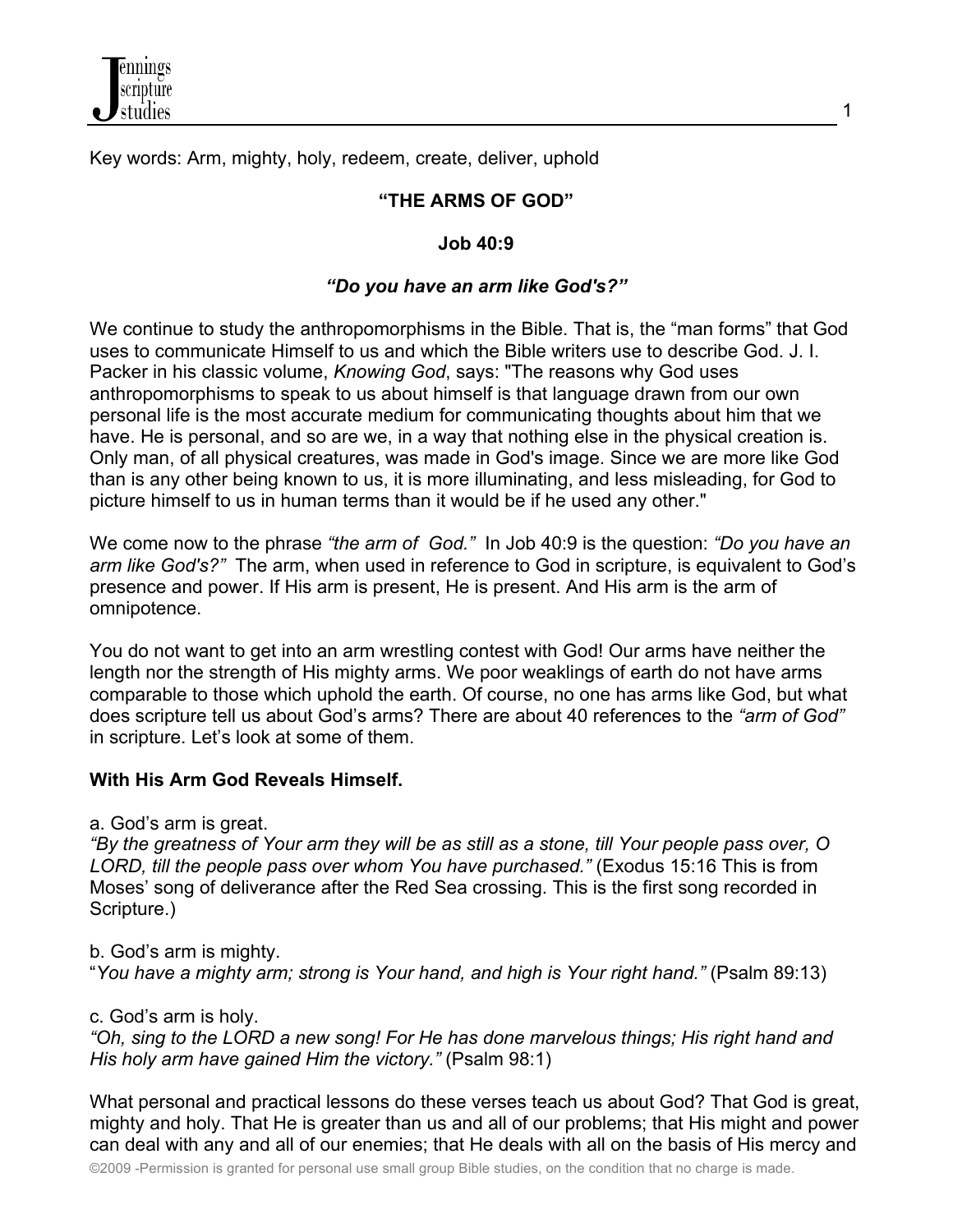Key words: Arm, mighty, holy, redeem, create, deliver, uphold

## "THE ARMS OF GOD"

**Job 40:9**

***"Do you have an arm like God's?"***

We continue to study the anthropomorphisms in the Bible. That is, the "man forms" that God uses to communicate Himself to us and which the Bible writers use to describe God. J. I. Packer in his classic volume, *Knowing God*, says: "The reasons why God uses anthropomorphisms to speak to us about himself is that language drawn from our own personal life is the most accurate medium for communicating thoughts about him that we have. He is personal, and so are we, in a way that nothing else in the physical creation is. Only man, of all physical creatures, was made in God's image. Since we are more like God than is any other being known to us, it is more illuminating, and less misleading, for God to picture himself to us in human terms than it would be if he used any other."

We come now to the phrase *"the arm of God."* In Job 40:9 is the question: *"Do you have an arm like God's?"* The arm, when used in reference to God in scripture, is equivalent to God's presence and power. If His arm is present, He is present. And His arm is the arm of omnipotence.

You do not want to get into an arm wrestling contest with God! Our arms have neither the length nor the strength of His mighty arms. We poor weaklings of earth do not have arms comparable to those which uphold the earth. Of course, no one has arms like God, but what does scripture tell us about God's arms? There are about 40 references to the *"arm of God"* in scripture. Let's look at some of them.

**With His Arm God Reveals Himself.**

a. God's arm is great.
*"By the greatness of Your arm they will be as still as a stone, till Your people pass over, O LORD, till the people pass over whom You have purchased."* (Exodus 15:16 This is from Moses' song of deliverance after the Red Sea crossing. This is the first song recorded in Scripture.)

b. God's arm is mighty.
"*You have a mighty arm; strong is Your hand, and high is Your right hand."* (Psalm 89:13)

c. God's arm is holy.
*"Oh, sing to the LORD a new song! For He has done marvelous things; His right hand and His holy arm have gained Him the victory."* (Psalm 98:1)

What personal and practical lessons do these verses teach us about God? That God is great, mighty and holy. That He is greater than us and all of our problems; that His might and power can deal with any and all of our enemies; that He deals with all on the basis of His mercy and

©2009 -Permission is granted for personal use small group Bible studies, on the condition that no charge is made.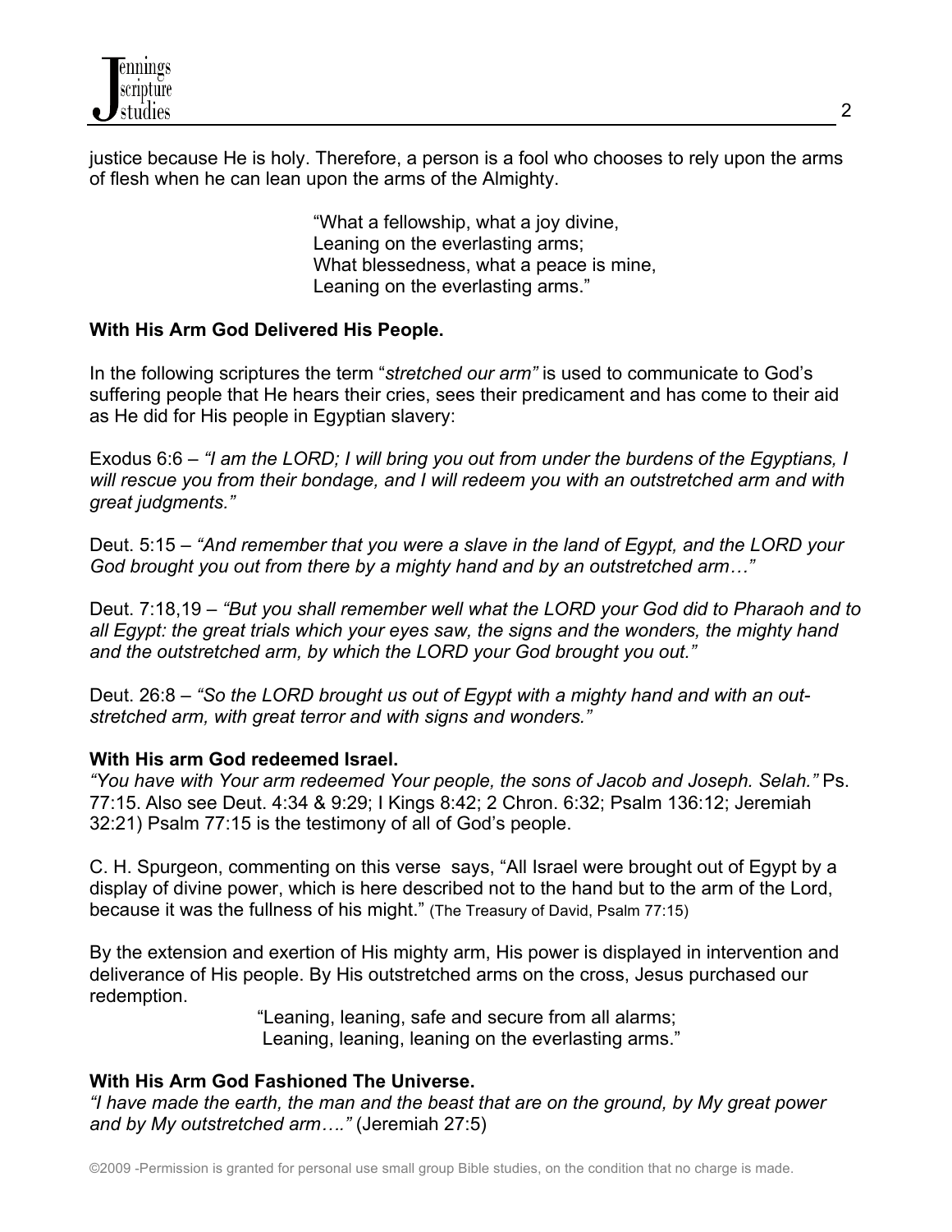justice because He is holy. Therefore, a person is a fool who chooses to rely upon the arms of flesh when he can lean upon the arms of the Almighty.

> "What a fellowship, what a joy divine,
> Leaning on the everlasting arms;
> What blessedness, what a peace is mine,
> Leaning on the everlasting arms."

**With His Arm God Delivered His People.**

In the following scriptures the term "*stretched our arm"* is used to communicate to God's suffering people that He hears their cries, sees their predicament and has come to their aid as He did for His people in Egyptian slavery:

Exodus 6:6 – *"I am the LORD; I will bring you out from under the burdens of the Egyptians, I will rescue you from their bondage, and I will redeem you with an outstretched arm and with great judgments."*

Deut. 5:15 – *"And remember that you were a slave in the land of Egypt, and the LORD your God brought you out from there by a mighty hand and by an outstretched arm…"*

Deut. 7:18,19 – *"But you shall remember well what the LORD your God did to Pharaoh and to all Egypt: the great trials which your eyes saw, the signs and the wonders, the mighty hand and the outstretched arm, by which the LORD your God brought you out."*

Deut. 26:8 – *"So the LORD brought us out of Egypt with a mighty hand and with an out-stretched arm, with great terror and with signs and wonders."*

**With His arm God redeemed Israel.**
*"You have with Your arm redeemed Your people, the sons of Jacob and Joseph. Selah."* Ps. 77:15. Also see Deut. 4:34 & 9:29; I Kings 8:42; 2 Chron. 6:32; Psalm 136:12; Jeremiah 32:21) Psalm 77:15 is the testimony of all of God's people.

C. H. Spurgeon, commenting on this verse says, "All Israel were brought out of Egypt by a display of divine power, which is here described not to the hand but to the arm of the Lord, because it was the fullness of his might." (The Treasury of David, Psalm 77:15)

By the extension and exertion of His mighty arm, His power is displayed in intervention and deliverance of His people. By His outstretched arms on the cross, Jesus purchased our redemption.

> "Leaning, leaning, safe and secure from all alarms;
> Leaning, leaning, leaning on the everlasting arms."

**With His Arm God Fashioned The Universe.**
*"I have made the earth, the man and the beast that are on the ground, by My great power and by My outstretched arm…."* (Jeremiah 27:5)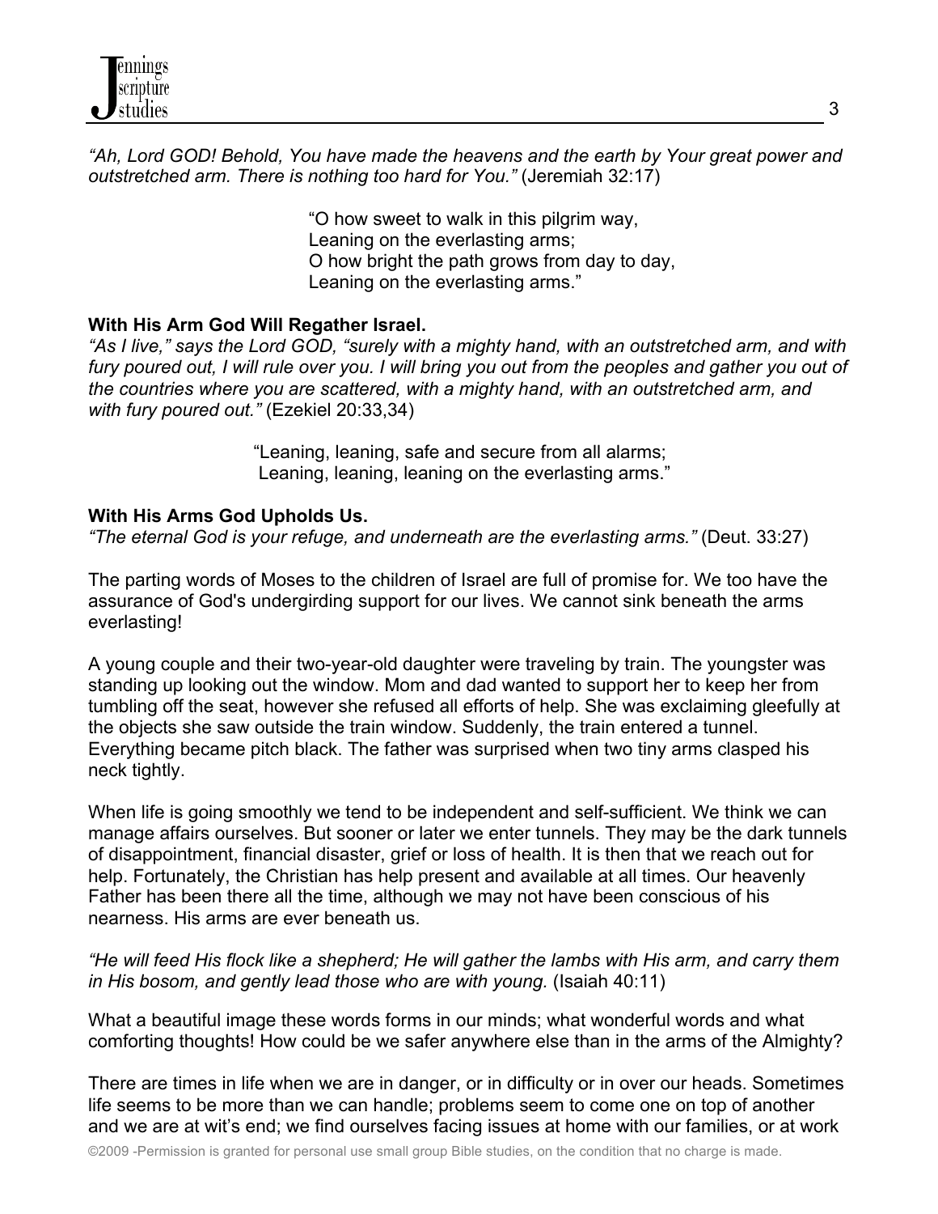*"Ah, Lord GOD! Behold, You have made the heavens and the earth by Your great power and outstretched arm. There is nothing too hard for You."* (Jeremiah 32:17)

> "O how sweet to walk in this pilgrim way,
> Leaning on the everlasting arms;
> O how bright the path grows from day to day,
> Leaning on the everlasting arms."

**With His Arm God Will Regather Israel.**
*"As I live," says the Lord GOD, "surely with a mighty hand, with an outstretched arm, and with fury poured out, I will rule over you. I will bring you out from the peoples and gather you out of the countries where you are scattered, with a mighty hand, with an outstretched arm, and with fury poured out."* (Ezekiel 20:33,34)

> "Leaning, leaning, safe and secure from all alarms;
> Leaning, leaning, leaning on the everlasting arms."

**With His Arms God Upholds Us.**
*"The eternal God is your refuge, and underneath are the everlasting arms."* (Deut. 33:27)

The parting words of Moses to the children of Israel are full of promise for. We too have the assurance of God's undergirding support for our lives. We cannot sink beneath the arms everlasting!

A young couple and their two-year-old daughter were traveling by train. The youngster was standing up looking out the window. Mom and dad wanted to support her to keep her from tumbling off the seat, however she refused all efforts of help. She was exclaiming gleefully at the objects she saw outside the train window. Suddenly, the train entered a tunnel. Everything became pitch black. The father was surprised when two tiny arms clasped his neck tightly.

When life is going smoothly we tend to be independent and self-sufficient. We think we can manage affairs ourselves. But sooner or later we enter tunnels. They may be the dark tunnels of disappointment, financial disaster, grief or loss of health. It is then that we reach out for help. Fortunately, the Christian has help present and available at all times. Our heavenly Father has been there all the time, although we may not have been conscious of his nearness. His arms are ever beneath us.

*"He will feed His flock like a shepherd; He will gather the lambs with His arm, and carry them in His bosom, and gently lead those who are with young.* (Isaiah 40:11)

What a beautiful image these words forms in our minds; what wonderful words and what comforting thoughts! How could be we safer anywhere else than in the arms of the Almighty?

There are times in life when we are in danger, or in difficulty or in over our heads. Sometimes life seems to be more than we can handle; problems seem to come one on top of another and we are at wit's end; we find ourselves facing issues at home with our families, or at work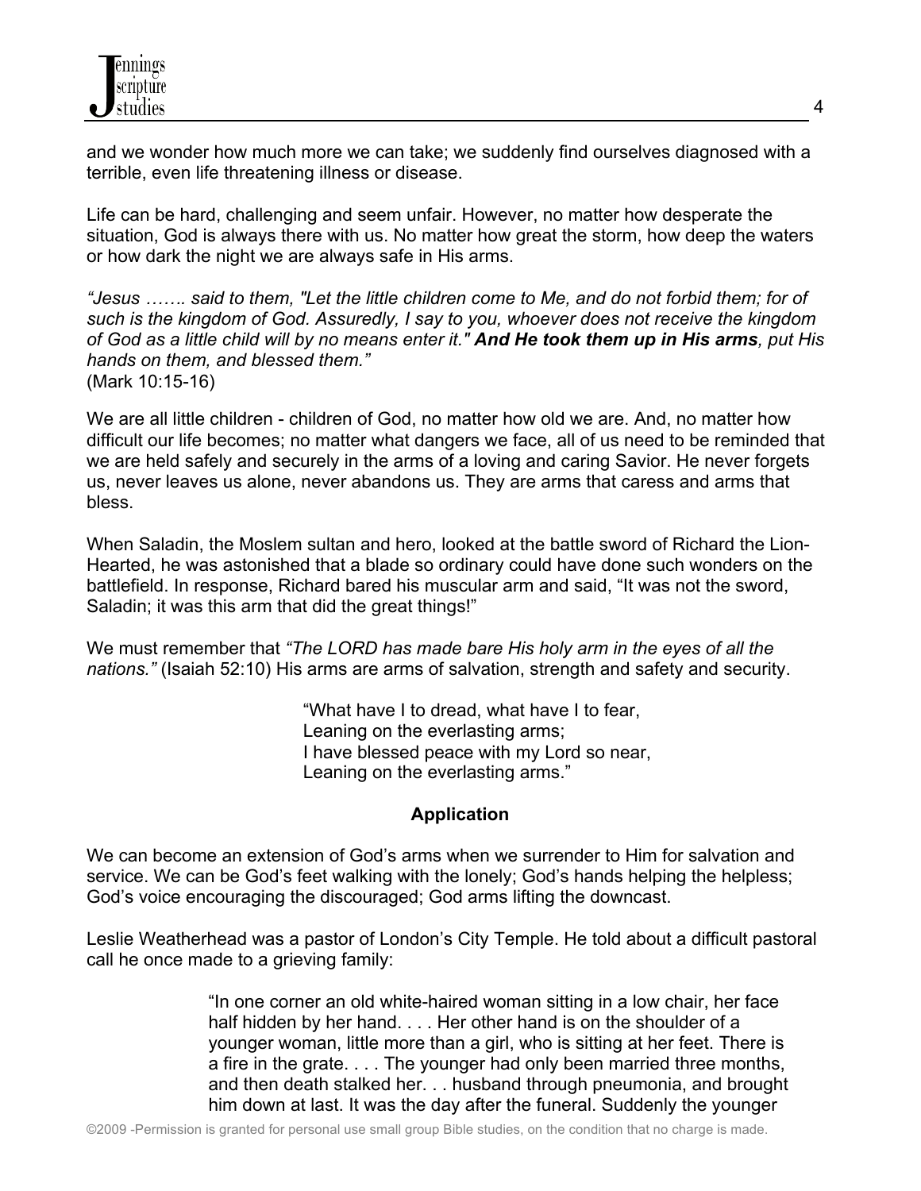and we wonder how much more we can take; we suddenly find ourselves diagnosed with a terrible, even life threatening illness or disease.

Life can be hard, challenging and seem unfair. However, no matter how desperate the situation, God is always there with us. No matter how great the storm, how deep the waters or how dark the night we are always safe in His arms.

*"Jesus ……. said to them, "Let the little children come to Me, and do not forbid them; for of such is the kingdom of God. Assuredly, I say to you, whoever does not receive the kingdom of God as a little child will by no means enter it."* ***And He took them up in His arms****, put His hands on them, and blessed them."*
(Mark 10:15-16)

We are all little children - children of God, no matter how old we are. And, no matter how difficult our life becomes; no matter what dangers we face, all of us need to be reminded that we are held safely and securely in the arms of a loving and caring Savior. He never forgets us, never leaves us alone, never abandons us. They are arms that caress and arms that bless.

When Saladin, the Moslem sultan and hero, looked at the battle sword of Richard the Lion-Hearted, he was astonished that a blade so ordinary could have done such wonders on the battlefield. In response, Richard bared his muscular arm and said, "It was not the sword, Saladin; it was this arm that did the great things!"

We must remember that *"The LORD has made bare His holy arm in the eyes of all the nations."* (Isaiah 52:10) His arms are arms of salvation, strength and safety and security.

> "What have I to dread, what have I to fear,
> Leaning on the everlasting arms;
> I have blessed peace with my Lord so near,
> Leaning on the everlasting arms."

**Application**

We can become an extension of God's arms when we surrender to Him for salvation and service. We can be God's feet walking with the lonely; God's hands helping the helpless; God's voice encouraging the discouraged; God arms lifting the downcast.

Leslie Weatherhead was a pastor of London's City Temple. He told about a difficult pastoral call he once made to a grieving family:

> "In one corner an old white-haired woman sitting in a low chair, her face half hidden by her hand. . . . Her other hand is on the shoulder of a younger woman, little more than a girl, who is sitting at her feet. There is a fire in the grate. . . . The younger had only been married three months, and then death stalked her. . . husband through pneumonia, and brought him down at last. It was the day after the funeral. Suddenly the younger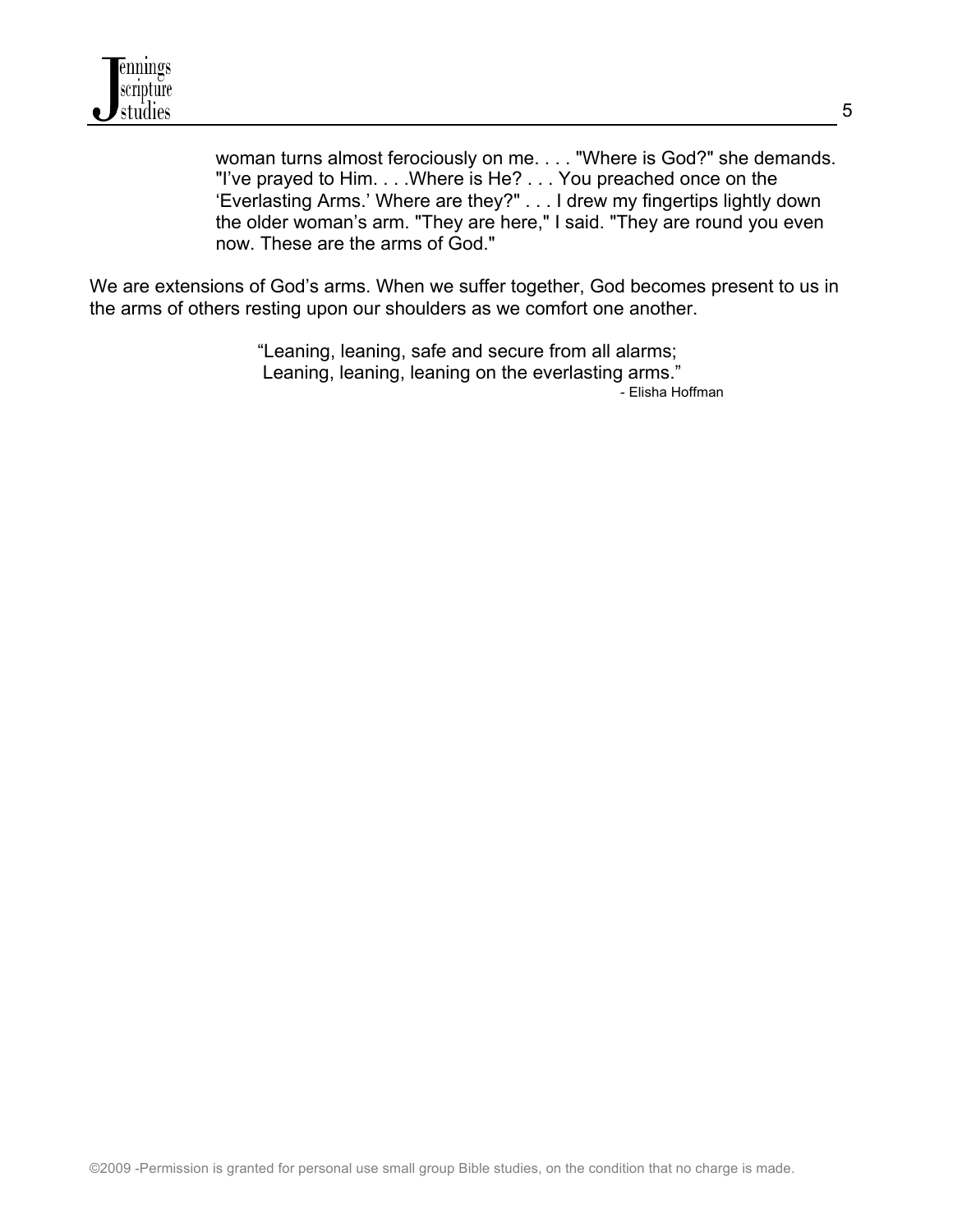> woman turns almost ferociously on me. . . . "Where is God?" she demands. "I've prayed to Him. . . .Where is He? . . . You preached once on the 'Everlasting Arms.' Where are they?" . . . I drew my fingertips lightly down the older woman's arm. "They are here," I said. "They are round you even now. These are the arms of God."

We are extensions of God's arms. When we suffer together, God becomes present to us in the arms of others resting upon our shoulders as we comfort one another.

> "Leaning, leaning, safe and secure from all alarms;
> Leaning, leaning, leaning on the everlasting arms."
> - Elisha Hoffman

©2009 -Permission is granted for personal use small group Bible studies, on the condition that no charge is made.